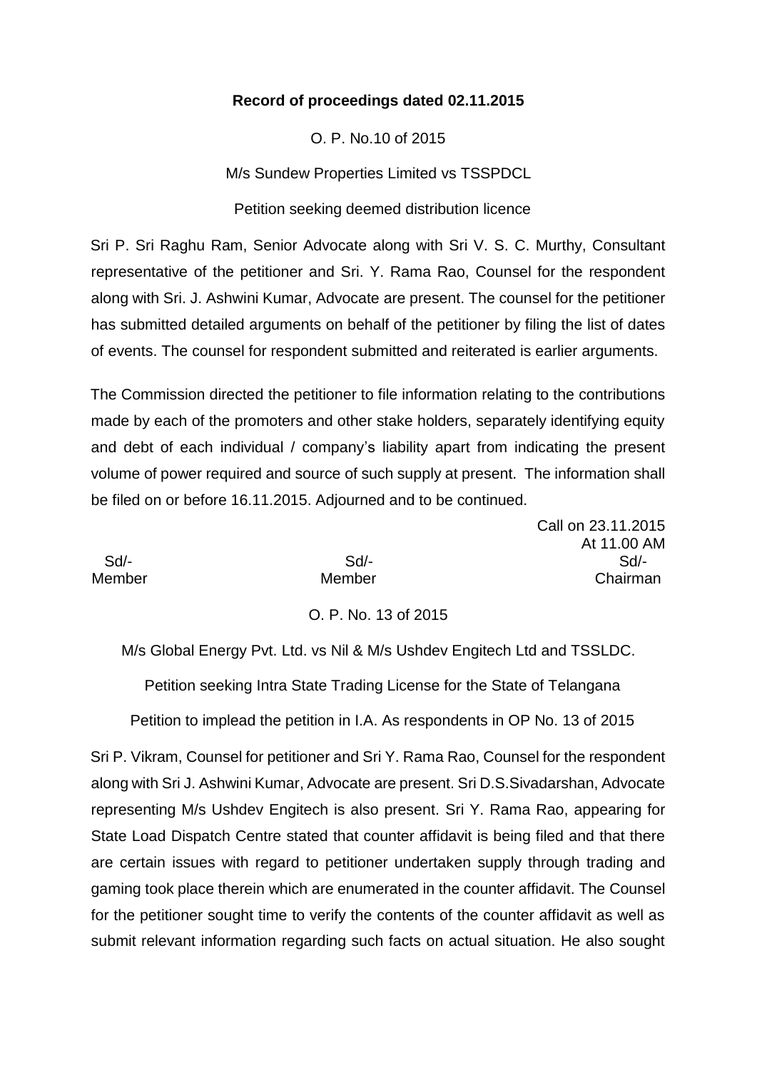**Record of proceedings dated 02.11.2015**

O. P. No.10 of 2015

M/s Sundew Properties Limited vs TSSPDCL

Petition seeking deemed distribution licence

Sri P. Sri Raghu Ram, Senior Advocate along with Sri V. S. C. Murthy, Consultant representative of the petitioner and Sri. Y. Rama Rao, Counsel for the respondent along with Sri. J. Ashwini Kumar, Advocate are present. The counsel for the petitioner has submitted detailed arguments on behalf of the petitioner by filing the list of dates of events. The counsel for respondent submitted and reiterated is earlier arguments.

The Commission directed the petitioner to file information relating to the contributions made by each of the promoters and other stake holders, separately identifying equity and debt of each individual / company's liability apart from indicating the present volume of power required and source of such supply at present. The information shall be filed on or before 16.11.2015. Adjourned and to be continued.

Call on 23.11.2015
At 11.00 AM

| Sd/- | Sd/- | Sd/- |
|---|---|---|
| Member | Member | Chairman |

O. P. No. 13 of 2015

M/s Global Energy Pvt. Ltd. vs Nil & M/s Ushdev Engitech Ltd and TSSLDC.

Petition seeking Intra State Trading License for the State of Telangana

Petition to implead the petition in I.A. As respondents in OP No. 13 of 2015

Sri P. Vikram, Counsel for petitioner and Sri Y. Rama Rao, Counsel for the respondent along with Sri J. Ashwini Kumar, Advocate are present. Sri D.S.Sivadarshan, Advocate representing M/s Ushdev Engitech is also present. Sri Y. Rama Rao, appearing for State Load Dispatch Centre stated that counter affidavit is being filed and that there are certain issues with regard to petitioner undertaken supply through trading and gaming took place therein which are enumerated in the counter affidavit. The Counsel for the petitioner sought time to verify the contents of the counter affidavit as well as submit relevant information regarding such facts on actual situation. He also sought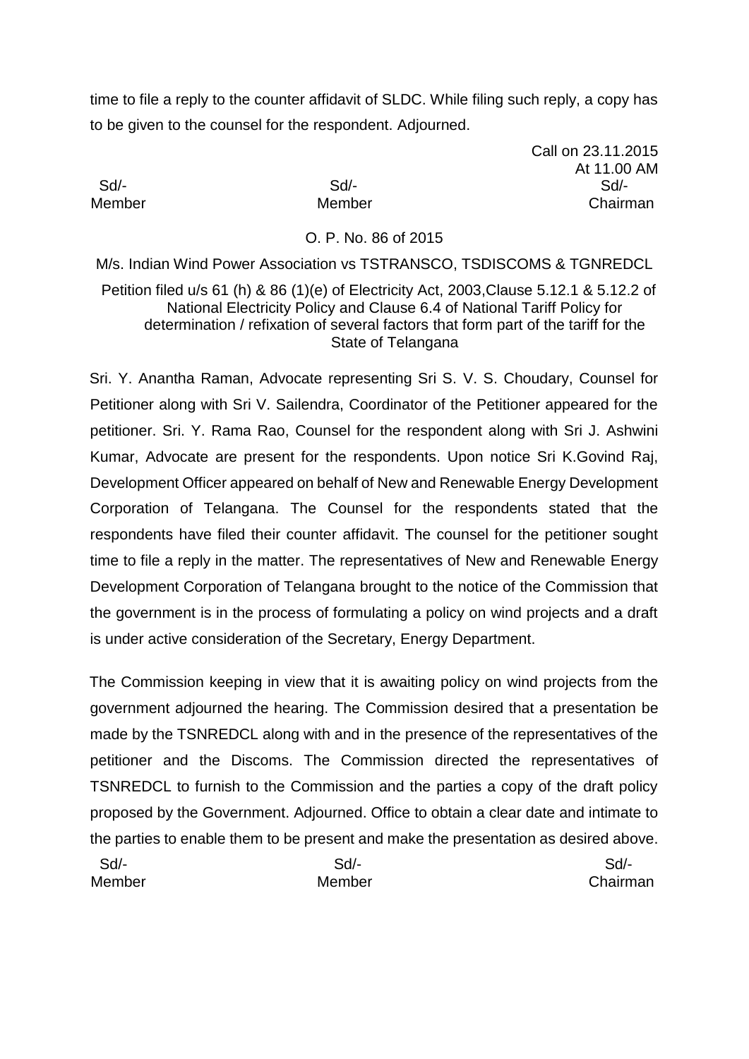time to file a reply to the counter affidavit of SLDC. While filing such reply, a copy has to be given to the counsel for the respondent. Adjourned.

Call on 23.11.2015
At 11.00 AM

| Sd/- | Sd/- | Sd/- |
|---|---|---|
| Member | Member | Chairman |

O. P. No. 86 of 2015

M/s. Indian Wind Power Association vs TSTRANSCO, TSDISCOMS & TGNREDCL

Petition filed u/s 61 (h) & 86 (1)(e) of Electricity Act, 2003,Clause 5.12.1 & 5.12.2 of National Electricity Policy and Clause 6.4 of National Tariff Policy for determination / refixation of several factors that form part of the tariff for the State of Telangana

Sri. Y. Anantha Raman, Advocate representing Sri S. V. S. Choudary, Counsel for Petitioner along with Sri V. Sailendra, Coordinator of the Petitioner appeared for the petitioner. Sri. Y. Rama Rao, Counsel for the respondent along with Sri J. Ashwini Kumar, Advocate are present for the respondents. Upon notice Sri K.Govind Raj, Development Officer appeared on behalf of New and Renewable Energy Development Corporation of Telangana. The Counsel for the respondents stated that the respondents have filed their counter affidavit. The counsel for the petitioner sought time to file a reply in the matter. The representatives of New and Renewable Energy Development Corporation of Telangana brought to the notice of the Commission that the government is in the process of formulating a policy on wind projects and a draft is under active consideration of the Secretary, Energy Department.

The Commission keeping in view that it is awaiting policy on wind projects from the government adjourned the hearing. The Commission desired that a presentation be made by the TSNREDCL along with and in the presence of the representatives of the petitioner and the Discoms. The Commission directed the representatives of TSNREDCL to furnish to the Commission and the parties a copy of the draft policy proposed by the Government. Adjourned. Office to obtain a clear date and intimate to the parties to enable them to be present and make the presentation as desired above.

| Sd/- | Sd/- | Sd/- |
|---|---|---|
| Member | Member | Chairman |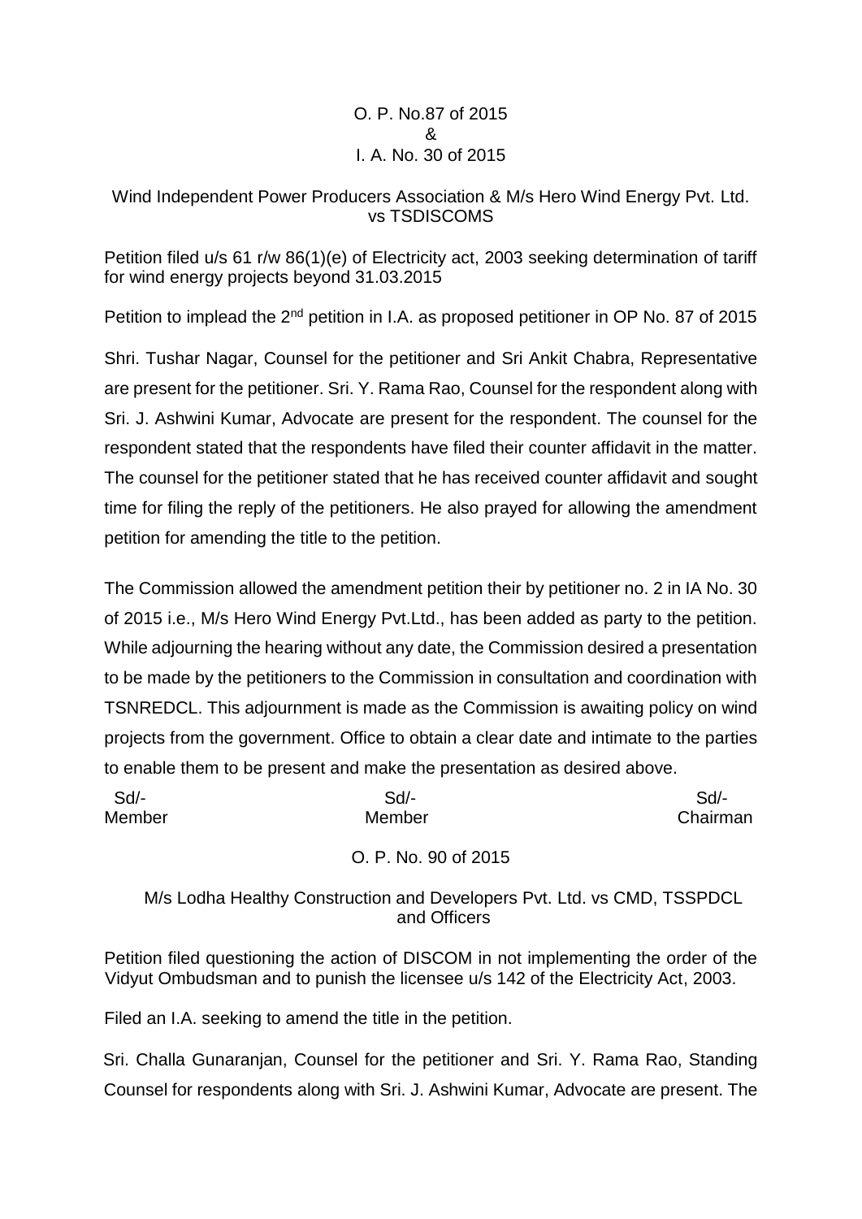O. P. No.87 of 2015
&
I. A. No. 30 of 2015

Wind Independent Power Producers Association & M/s Hero Wind Energy Pvt. Ltd. vs TSDISCOMS

Petition filed u/s 61 r/w 86(1)(e) of Electricity act, 2003 seeking determination of tariff for wind energy projects beyond 31.03.2015

Petition to implead the 2nd petition in I.A. as proposed petitioner in OP No. 87 of 2015

Shri. Tushar Nagar, Counsel for the petitioner and Sri Ankit Chabra, Representative are present for the petitioner. Sri. Y. Rama Rao, Counsel for the respondent along with Sri. J. Ashwini Kumar, Advocate are present for the respondent. The counsel for the respondent stated that the respondents have filed their counter affidavit in the matter. The counsel for the petitioner stated that he has received counter affidavit and sought time for filing the reply of the petitioners. He also prayed for allowing the amendment petition for amending the title to the petition.

The Commission allowed the amendment petition their by petitioner no. 2 in IA No. 30 of 2015 i.e., M/s Hero Wind Energy Pvt.Ltd., has been added as party to the petition. While adjourning the hearing without any date, the Commission desired a presentation to be made by the petitioners to the Commission in consultation and coordination with TSNREDCL. This adjournment is made as the Commission is awaiting policy on wind projects from the government. Office to obtain a clear date and intimate to the parties to enable them to be present and make the presentation as desired above.

| Sd/- | Sd/- | Sd/- |
|---|---|---|
| Member | Member | Chairman |

O. P. No. 90 of 2015

M/s Lodha Healthy Construction and Developers Pvt. Ltd. vs CMD, TSSPDCL and Officers

Petition filed questioning the action of DISCOM in not implementing the order of the Vidyut Ombudsman and to punish the licensee u/s 142 of the Electricity Act, 2003.

Filed an I.A. seeking to amend the title in the petition.

Sri. Challa Gunaranjan, Counsel for the petitioner and Sri. Y. Rama Rao, Standing Counsel for respondents along with Sri. J. Ashwini Kumar, Advocate are present. The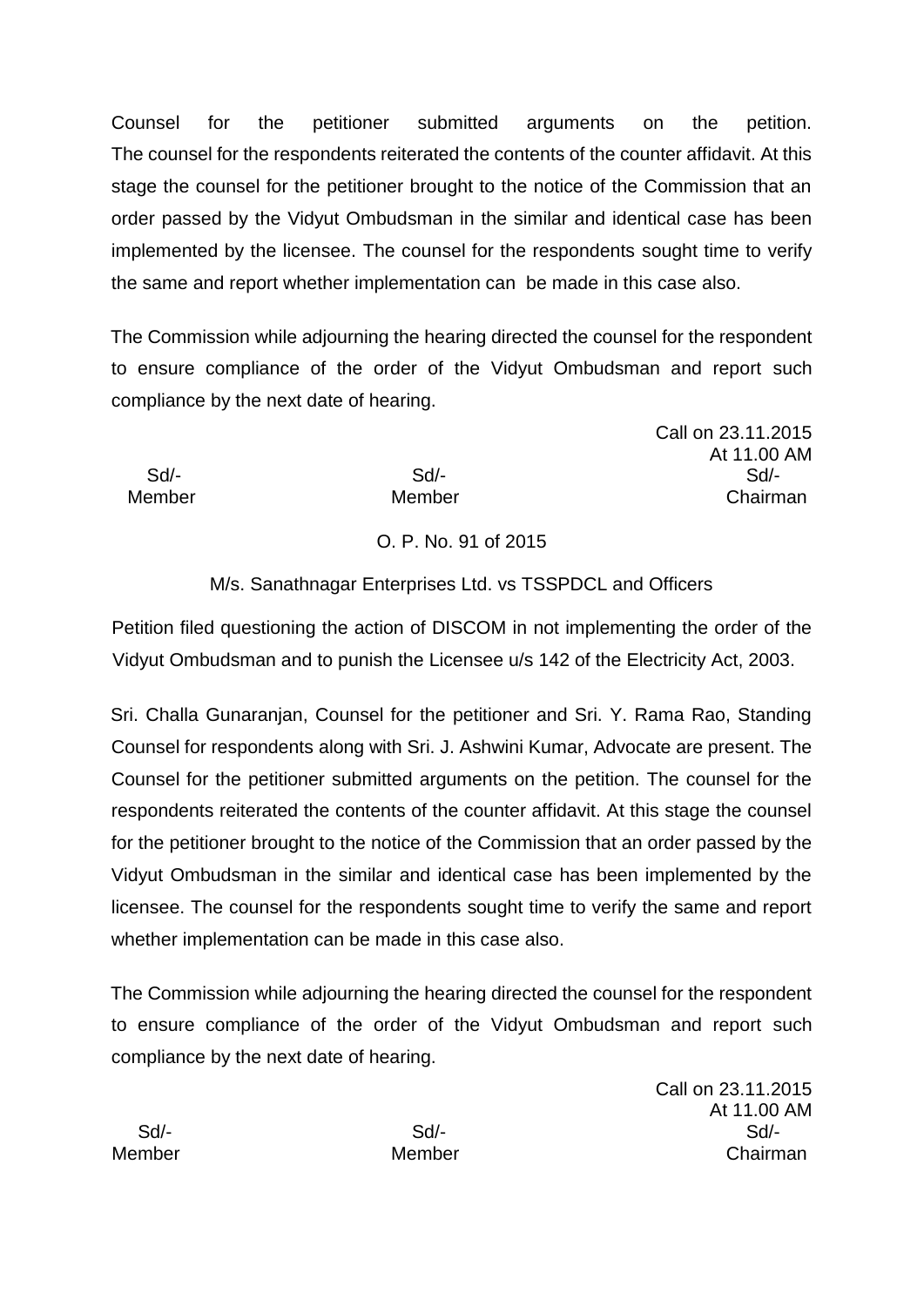Counsel for the petitioner submitted arguments on the petition. The counsel for the respondents reiterated the contents of the counter affidavit. At this stage the counsel for the petitioner brought to the notice of the Commission that an order passed by the Vidyut Ombudsman in the similar and identical case has been implemented by the licensee. The counsel for the respondents sought time to verify the same and report whether implementation can be made in this case also.

The Commission while adjourning the hearing directed the counsel for the respondent to ensure compliance of the order of the Vidyut Ombudsman and report such compliance by the next date of hearing.

Call on 23.11.2015
At 11.00 AM

| Sd/- | Sd/- | Sd/- |
|---|---|---|
| Member | Member | Chairman |

O. P. No. 91 of 2015

M/s. Sanathnagar Enterprises Ltd. vs TSSPDCL and Officers

Petition filed questioning the action of DISCOM in not implementing the order of the Vidyut Ombudsman and to punish the Licensee u/s 142 of the Electricity Act, 2003.

Sri. Challa Gunaranjan, Counsel for the petitioner and Sri. Y. Rama Rao, Standing Counsel for respondents along with Sri. J. Ashwini Kumar, Advocate are present. The Counsel for the petitioner submitted arguments on the petition. The counsel for the respondents reiterated the contents of the counter affidavit. At this stage the counsel for the petitioner brought to the notice of the Commission that an order passed by the Vidyut Ombudsman in the similar and identical case has been implemented by the licensee. The counsel for the respondents sought time to verify the same and report whether implementation can be made in this case also.

The Commission while adjourning the hearing directed the counsel for the respondent to ensure compliance of the order of the Vidyut Ombudsman and report such compliance by the next date of hearing.

Call on 23.11.2015
At 11.00 AM

| Sd/- | Sd/- | Sd/- |
|---|---|---|
| Member | Member | Chairman |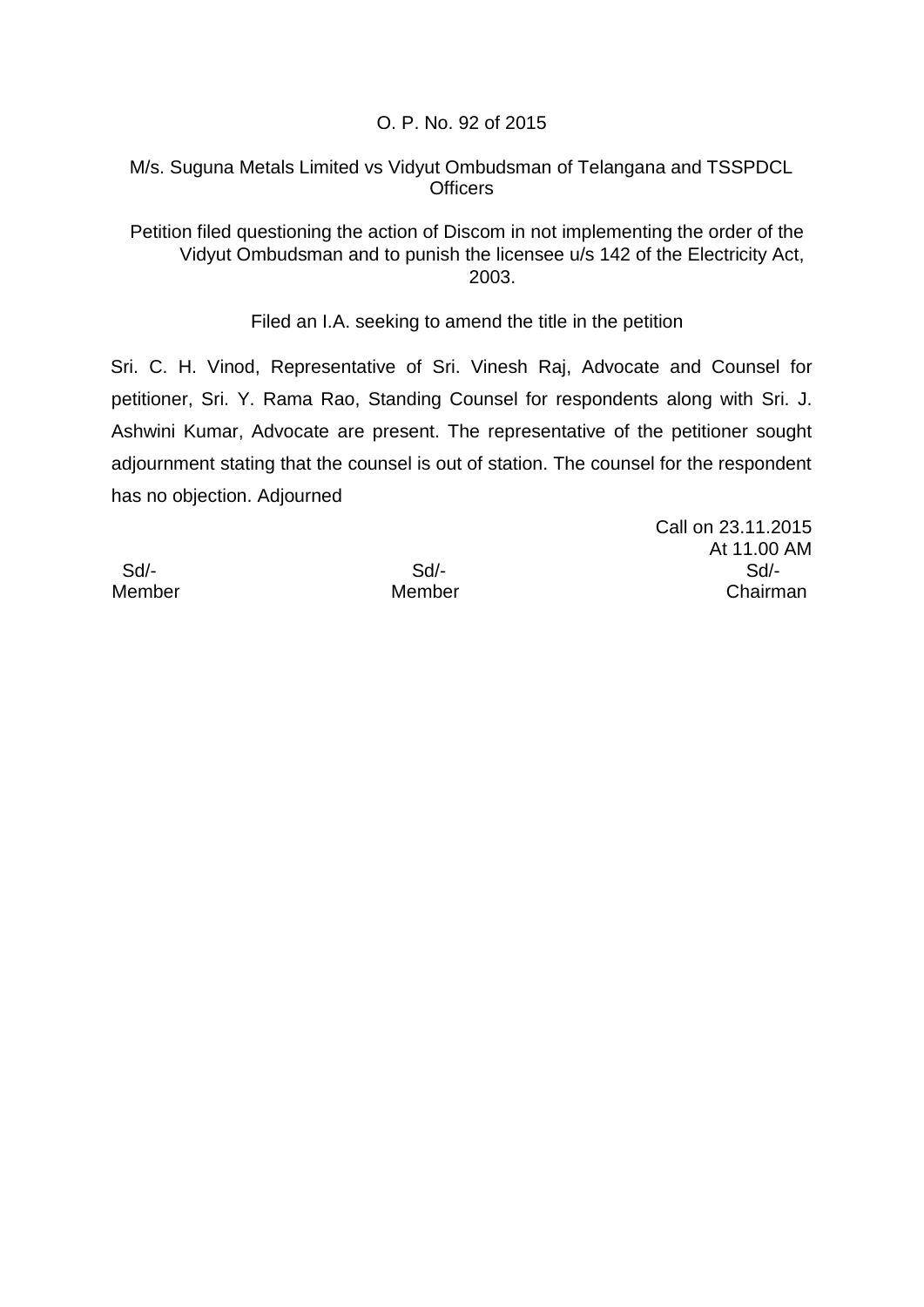O. P. No. 92 of 2015

M/s. Suguna Metals Limited vs Vidyut Ombudsman of Telangana and TSSPDCL Officers

Petition filed questioning the action of Discom in not implementing the order of the Vidyut Ombudsman and to punish the licensee u/s 142 of the Electricity Act, 2003.

Filed an I.A. seeking to amend the title in the petition

Sri. C. H. Vinod, Representative of Sri. Vinesh Raj, Advocate and Counsel for petitioner, Sri. Y. Rama Rao, Standing Counsel for respondents along with Sri. J. Ashwini Kumar, Advocate are present. The representative of the petitioner sought adjournment stating that the counsel is out of station. The counsel for the respondent has no objection. Adjourned

Call on 23.11.2015
At 11.00 AM

| | | |
|---|---|---|
| Sd/- | Sd/- | Sd/- |
| Member | Member | Chairman |